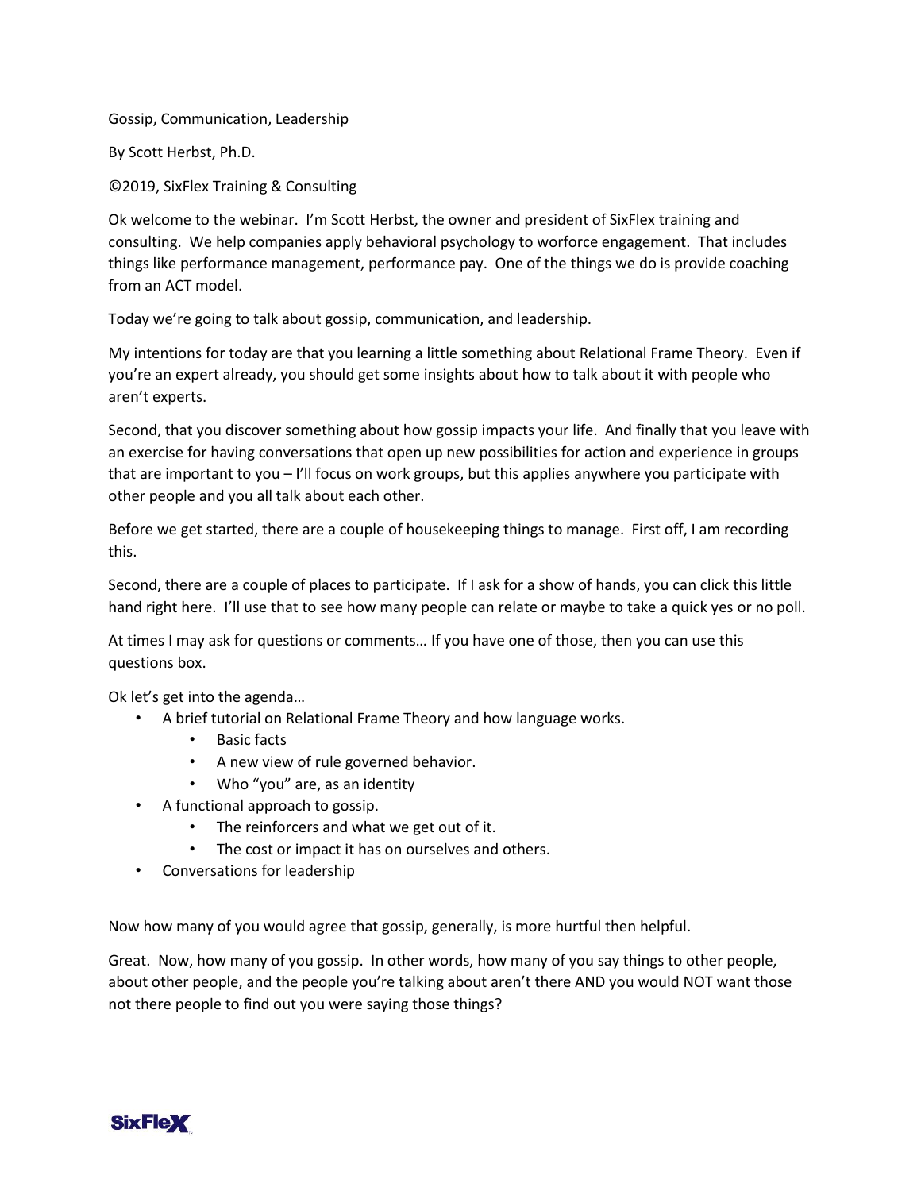Gossip, Communication, Leadership

By Scott Herbst, Ph.D.

©2019, SixFlex Training & Consulting

Ok welcome to the webinar. I'm Scott Herbst, the owner and president of SixFlex training and consulting. We help companies apply behavioral psychology to worforce engagement. That includes things like performance management, performance pay. One of the things we do is provide coaching from an ACT model.

Today we're going to talk about gossip, communication, and leadership.

My intentions for today are that you learning a little something about Relational Frame Theory. Even if you're an expert already, you should get some insights about how to talk about it with people who aren't experts.

Second, that you discover something about how gossip impacts your life. And finally that you leave with an exercise for having conversations that open up new possibilities for action and experience in groups that are important to you – I'll focus on work groups, but this applies anywhere you participate with other people and you all talk about each other.

Before we get started, there are a couple of housekeeping things to manage. First off, I am recording this.

Second, there are a couple of places to participate. If I ask for a show of hands, you can click this little hand right here. I'll use that to see how many people can relate or maybe to take a quick yes or no poll.

At times I may ask for questions or comments… If you have one of those, then you can use this questions box.

Ok let's get into the agenda…

- A brief tutorial on Relational Frame Theory and how language works.
  - Basic facts
  - A new view of rule governed behavior.
  - Who "you" are, as an identity
- A functional approach to gossip.
  - The reinforcers and what we get out of it.
  - The cost or impact it has on ourselves and others.
- Conversations for leadership

Now how many of you would agree that gossip, generally, is more hurtful then helpful.

Great. Now, how many of you gossip. In other words, how many of you say things to other people, about other people, and the people you're talking about aren't there AND you would NOT want those not there people to find out you were saying those things?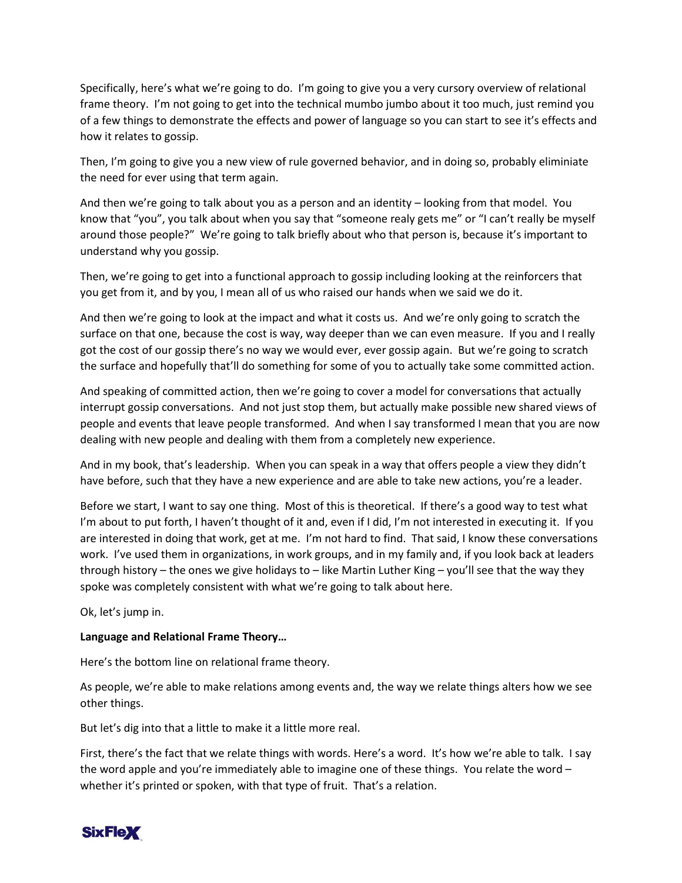Specifically, here's what we're going to do. I'm going to give you a very cursory overview of relational frame theory. I'm not going to get into the technical mumbo jumbo about it too much, just remind you of a few things to demonstrate the effects and power of language so you can start to see it's effects and how it relates to gossip.

Then, I'm going to give you a new view of rule governed behavior, and in doing so, probably eliminiate the need for ever using that term again.

And then we're going to talk about you as a person and an identity – looking from that model. You know that "you", you talk about when you say that "someone realy gets me" or "I can't really be myself around those people?" We're going to talk briefly about who that person is, because it's important to understand why you gossip.

Then, we're going to get into a functional approach to gossip including looking at the reinforcers that you get from it, and by you, I mean all of us who raised our hands when we said we do it.

And then we're going to look at the impact and what it costs us. And we're only going to scratch the surface on that one, because the cost is way, way deeper than we can even measure. If you and I really got the cost of our gossip there's no way we would ever, ever gossip again. But we're going to scratch the surface and hopefully that'll do something for some of you to actually take some committed action.

And speaking of committed action, then we're going to cover a model for conversations that actually interrupt gossip conversations. And not just stop them, but actually make possible new shared views of people and events that leave people transformed. And when I say transformed I mean that you are now dealing with new people and dealing with them from a completely new experience.

And in my book, that's leadership. When you can speak in a way that offers people a view they didn't have before, such that they have a new experience and are able to take new actions, you're a leader.

Before we start, I want to say one thing. Most of this is theoretical. If there's a good way to test what I'm about to put forth, I haven't thought of it and, even if I did, I'm not interested in executing it. If you are interested in doing that work, get at me. I'm not hard to find. That said, I know these conversations work. I've used them in organizations, in work groups, and in my family and, if you look back at leaders through history – the ones we give holidays to – like Martin Luther King – you'll see that the way they spoke was completely consistent with what we're going to talk about here.

Ok, let's jump in.

**Language and Relational Frame Theory…**

Here's the bottom line on relational frame theory.

As people, we're able to make relations among events and, the way we relate things alters how we see other things.

But let's dig into that a little to make it a little more real.

First, there's the fact that we relate things with words. Here's a word. It's how we're able to talk. I say the word apple and you're immediately able to imagine one of these things. You relate the word – whether it's printed or spoken, with that type of fruit. That's a relation.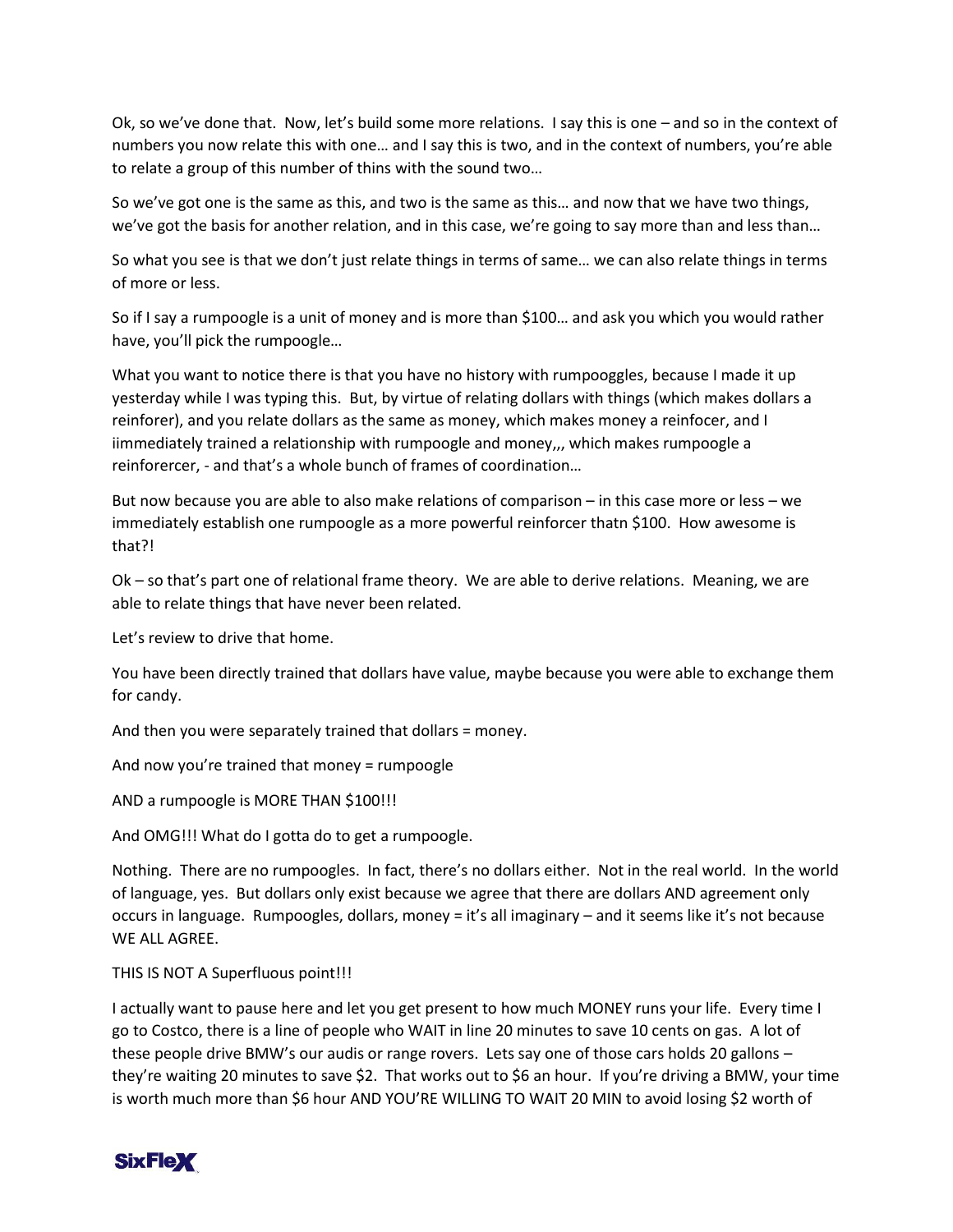Ok, so we've done that. Now, let's build some more relations. I say this is one – and so in the context of numbers you now relate this with one… and I say this is two, and in the context of numbers, you're able to relate a group of this number of thins with the sound two…

So we've got one is the same as this, and two is the same as this… and now that we have two things, we've got the basis for another relation, and in this case, we're going to say more than and less than…

So what you see is that we don't just relate things in terms of same… we can also relate things in terms of more or less.

So if I say a rumpoogle is a unit of money and is more than $100… and ask you which you would rather have, you'll pick the rumpoogle…

What you want to notice there is that you have no history with rumpooggles, because I made it up yesterday while I was typing this. But, by virtue of relating dollars with things (which makes dollars a reinforer), and you relate dollars as the same as money, which makes money a reinfocer, and I iimmediately trained a relationship with rumpoogle and money,,, which makes rumpoogle a reinforercer, - and that's a whole bunch of frames of coordination…

But now because you are able to also make relations of comparison – in this case more or less – we immediately establish one rumpoogle as a more powerful reinforcer thatn $100. How awesome is that?!

Ok – so that's part one of relational frame theory. We are able to derive relations. Meaning, we are able to relate things that have never been related.

Let's review to drive that home.

You have been directly trained that dollars have value, maybe because you were able to exchange them for candy.

And then you were separately trained that dollars = money.

And now you're trained that money = rumpoogle

AND a rumpoogle is MORE THAN $100!!!

And OMG!!! What do I gotta do to get a rumpoogle.

Nothing. There are no rumpoogles. In fact, there's no dollars either. Not in the real world. In the world of language, yes. But dollars only exist because we agree that there are dollars AND agreement only occurs in language. Rumpoogles, dollars, money = it's all imaginary – and it seems like it's not because WE ALL AGREE.

THIS IS NOT A Superfluous point!!!

I actually want to pause here and let you get present to how much MONEY runs your life. Every time I go to Costco, there is a line of people who WAIT in line 20 minutes to save 10 cents on gas. A lot of these people drive BMW's our audis or range rovers. Lets say one of those cars holds 20 gallons – they're waiting 20 minutes to save $2. That works out to $6 an hour. If you're driving a BMW, your time is worth much more than $6 hour AND YOU'RE WILLING TO WAIT 20 MIN to avoid losing $2 worth of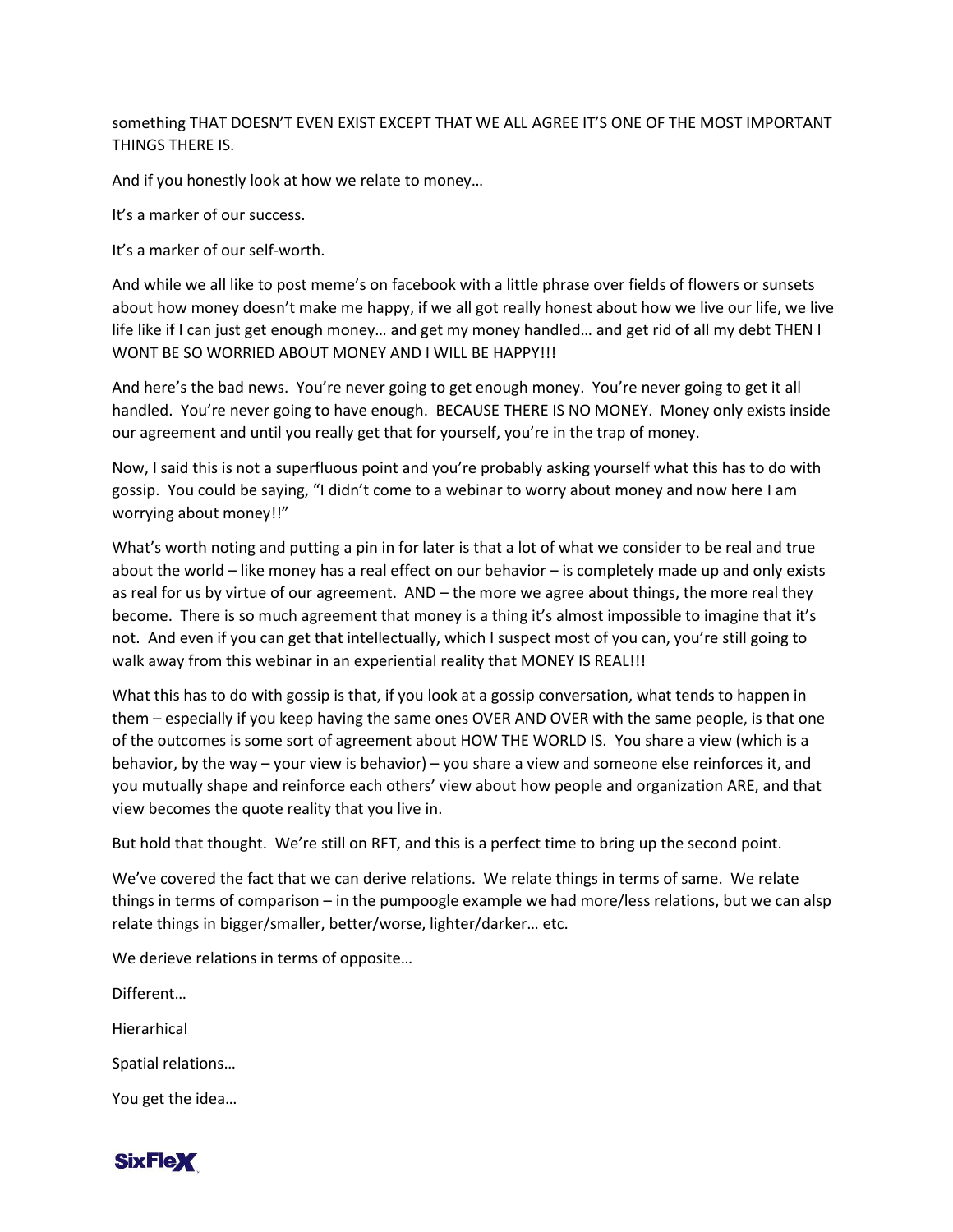something THAT DOESN'T EVEN EXIST EXCEPT THAT WE ALL AGREE IT'S ONE OF THE MOST IMPORTANT THINGS THERE IS.

And if you honestly look at how we relate to money…

It's a marker of our success.

It's a marker of our self-worth.

And while we all like to post meme's on facebook with a little phrase over fields of flowers or sunsets about how money doesn't make me happy, if we all got really honest about how we live our life, we live life like if I can just get enough money… and get my money handled… and get rid of all my debt THEN I WONT BE SO WORRIED ABOUT MONEY AND I WILL BE HAPPY!!!

And here's the bad news. You're never going to get enough money. You're never going to get it all handled. You're never going to have enough. BECAUSE THERE IS NO MONEY. Money only exists inside our agreement and until you really get that for yourself, you're in the trap of money.

Now, I said this is not a superfluous point and you're probably asking yourself what this has to do with gossip. You could be saying, "I didn't come to a webinar to worry about money and now here I am worrying about money!!"

What's worth noting and putting a pin in for later is that a lot of what we consider to be real and true about the world – like money has a real effect on our behavior – is completely made up and only exists as real for us by virtue of our agreement. AND – the more we agree about things, the more real they become. There is so much agreement that money is a thing it's almost impossible to imagine that it's not. And even if you can get that intellectually, which I suspect most of you can, you're still going to walk away from this webinar in an experiential reality that MONEY IS REAL!!!

What this has to do with gossip is that, if you look at a gossip conversation, what tends to happen in them – especially if you keep having the same ones OVER AND OVER with the same people, is that one of the outcomes is some sort of agreement about HOW THE WORLD IS. You share a view (which is a behavior, by the way – your view is behavior) – you share a view and someone else reinforces it, and you mutually shape and reinforce each others' view about how people and organization ARE, and that view becomes the quote reality that you live in.

But hold that thought. We're still on RFT, and this is a perfect time to bring up the second point.

We've covered the fact that we can derive relations. We relate things in terms of same. We relate things in terms of comparison – in the pumpoogle example we had more/less relations, but we can alsp relate things in bigger/smaller, better/worse, lighter/darker… etc.

We derieve relations in terms of opposite…

Different…

Hierarhical

Spatial relations…

You get the idea…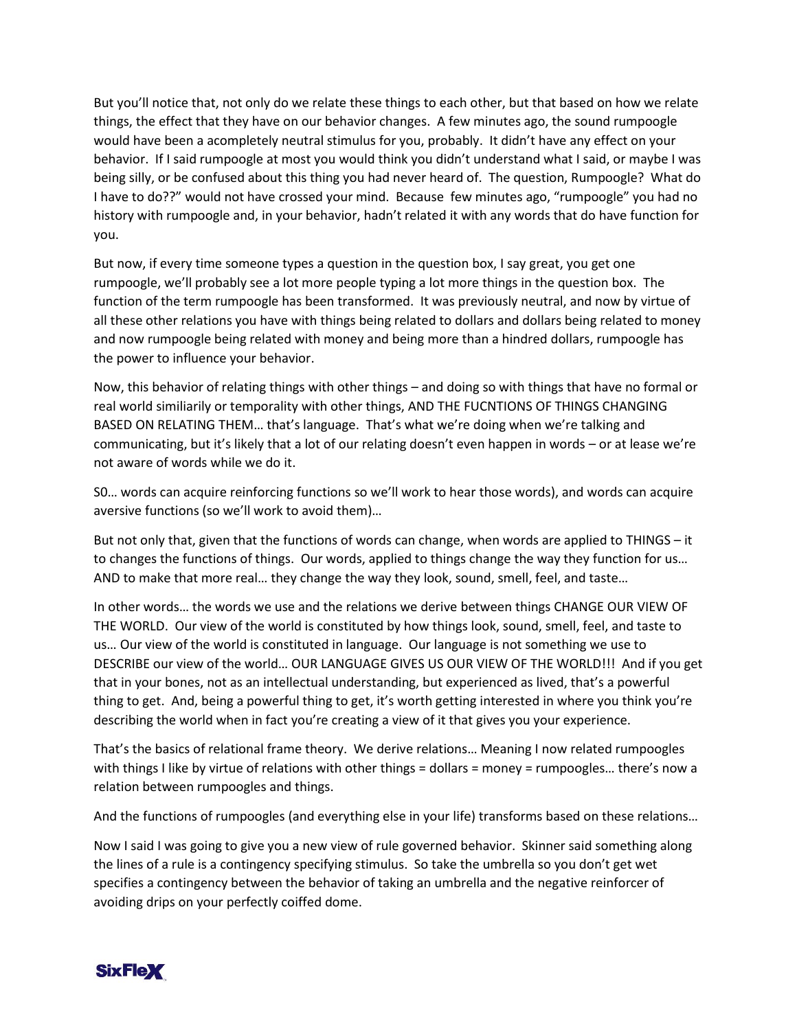But you'll notice that, not only do we relate these things to each other, but that based on how we relate things, the effect that they have on our behavior changes. A few minutes ago, the sound rumpoogle would have been a acompletely neutral stimulus for you, probably. It didn't have any effect on your behavior. If I said rumpoogle at most you would think you didn't understand what I said, or maybe I was being silly, or be confused about this thing you had never heard of. The question, Rumpoogle? What do I have to do??" would not have crossed your mind. Because few minutes ago, "rumpoogle" you had no history with rumpoogle and, in your behavior, hadn't related it with any words that do have function for you.

But now, if every time someone types a question in the question box, I say great, you get one rumpoogle, we'll probably see a lot more people typing a lot more things in the question box. The function of the term rumpoogle has been transformed. It was previously neutral, and now by virtue of all these other relations you have with things being related to dollars and dollars being related to money and now rumpoogle being related with money and being more than a hindred dollars, rumpoogle has the power to influence your behavior.

Now, this behavior of relating things with other things – and doing so with things that have no formal or real world similiarily or temporality with other things, AND THE FUCNTIONS OF THINGS CHANGING BASED ON RELATING THEM… that's language. That's what we're doing when we're talking and communicating, but it's likely that a lot of our relating doesn't even happen in words – or at lease we're not aware of words while we do it.

S0… words can acquire reinforcing functions so we'll work to hear those words), and words can acquire aversive functions (so we'll work to avoid them)…

But not only that, given that the functions of words can change, when words are applied to THINGS – it to changes the functions of things. Our words, applied to things change the way they function for us… AND to make that more real… they change the way they look, sound, smell, feel, and taste…

In other words… the words we use and the relations we derive between things CHANGE OUR VIEW OF THE WORLD. Our view of the world is constituted by how things look, sound, smell, feel, and taste to us… Our view of the world is constituted in language. Our language is not something we use to DESCRIBE our view of the world… OUR LANGUAGE GIVES US OUR VIEW OF THE WORLD!!! And if you get that in your bones, not as an intellectual understanding, but experienced as lived, that's a powerful thing to get. And, being a powerful thing to get, it's worth getting interested in where you think you're describing the world when in fact you're creating a view of it that gives you your experience.

That's the basics of relational frame theory. We derive relations… Meaning I now related rumpoogles with things I like by virtue of relations with other things = dollars = money = rumpoogles… there's now a relation between rumpoogles and things.

And the functions of rumpoogles (and everything else in your life) transforms based on these relations…

Now I said I was going to give you a new view of rule governed behavior. Skinner said something along the lines of a rule is a contingency specifying stimulus. So take the umbrella so you don't get wet specifies a contingency between the behavior of taking an umbrella and the negative reinforcer of avoiding drips on your perfectly coiffed dome.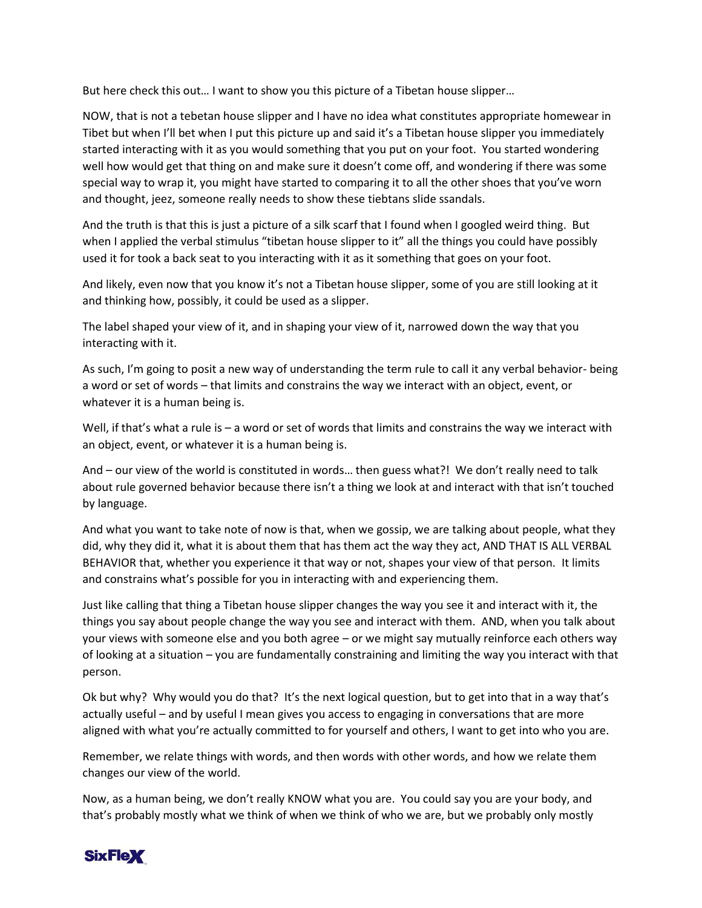But here check this out… I want to show you this picture of a Tibetan house slipper…

NOW, that is not a tebetan house slipper and I have no idea what constitutes appropriate homewear in Tibet but when I'll bet when I put this picture up and said it's a Tibetan house slipper you immediately started interacting with it as you would something that you put on your foot. You started wondering well how would get that thing on and make sure it doesn't come off, and wondering if there was some special way to wrap it, you might have started to comparing it to all the other shoes that you've worn and thought, jeez, someone really needs to show these tiebtans slide ssandals.

And the truth is that this is just a picture of a silk scarf that I found when I googled weird thing. But when I applied the verbal stimulus "tibetan house slipper to it" all the things you could have possibly used it for took a back seat to you interacting with it as it something that goes on your foot.

And likely, even now that you know it's not a Tibetan house slipper, some of you are still looking at it and thinking how, possibly, it could be used as a slipper.

The label shaped your view of it, and in shaping your view of it, narrowed down the way that you interacting with it.

As such, I'm going to posit a new way of understanding the term rule to call it any verbal behavior- being a word or set of words – that limits and constrains the way we interact with an object, event, or whatever it is a human being is.

Well, if that's what a rule is – a word or set of words that limits and constrains the way we interact with an object, event, or whatever it is a human being is.

And – our view of the world is constituted in words… then guess what?! We don't really need to talk about rule governed behavior because there isn't a thing we look at and interact with that isn't touched by language.

And what you want to take note of now is that, when we gossip, we are talking about people, what they did, why they did it, what it is about them that has them act the way they act, AND THAT IS ALL VERBAL BEHAVIOR that, whether you experience it that way or not, shapes your view of that person. It limits and constrains what's possible for you in interacting with and experiencing them.

Just like calling that thing a Tibetan house slipper changes the way you see it and interact with it, the things you say about people change the way you see and interact with them. AND, when you talk about your views with someone else and you both agree – or we might say mutually reinforce each others way of looking at a situation – you are fundamentally constraining and limiting the way you interact with that person.

Ok but why? Why would you do that? It's the next logical question, but to get into that in a way that's actually useful – and by useful I mean gives you access to engaging in conversations that are more aligned with what you're actually committed to for yourself and others, I want to get into who you are.

Remember, we relate things with words, and then words with other words, and how we relate them changes our view of the world.

Now, as a human being, we don't really KNOW what you are. You could say you are your body, and that's probably mostly what we think of when we think of who we are, but we probably only mostly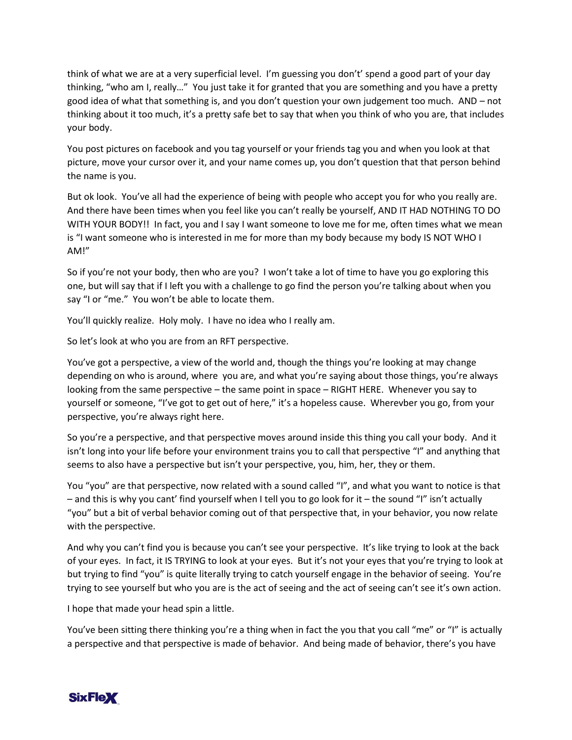think of what we are at a very superficial level. I'm guessing you don't' spend a good part of your day thinking, "who am I, really…" You just take it for granted that you are something and you have a pretty good idea of what that something is, and you don't question your own judgement too much. AND – not thinking about it too much, it's a pretty safe bet to say that when you think of who you are, that includes your body.

You post pictures on facebook and you tag yourself or your friends tag you and when you look at that picture, move your cursor over it, and your name comes up, you don't question that that person behind the name is you.

But ok look. You've all had the experience of being with people who accept you for who you really are. And there have been times when you feel like you can't really be yourself, AND IT HAD NOTHING TO DO WITH YOUR BODY!! In fact, you and I say I want someone to love me for me, often times what we mean is "I want someone who is interested in me for more than my body because my body IS NOT WHO I AM!"

So if you're not your body, then who are you? I won't take a lot of time to have you go exploring this one, but will say that if I left you with a challenge to go find the person you're talking about when you say "I or "me." You won't be able to locate them.

You'll quickly realize. Holy moly. I have no idea who I really am.

So let's look at who you are from an RFT perspective.

You've got a perspective, a view of the world and, though the things you're looking at may change depending on who is around, where you are, and what you're saying about those things, you're always looking from the same perspective – the same point in space – RIGHT HERE. Whenever you say to yourself or someone, "I've got to get out of here," it's a hopeless cause. Wherevber you go, from your perspective, you're always right here.

So you're a perspective, and that perspective moves around inside this thing you call your body. And it isn't long into your life before your environment trains you to call that perspective "I" and anything that seems to also have a perspective but isn't your perspective, you, him, her, they or them.

You "you" are that perspective, now related with a sound called "I", and what you want to notice is that – and this is why you cant' find yourself when I tell you to go look for it – the sound "I" isn't actually "you" but a bit of verbal behavior coming out of that perspective that, in your behavior, you now relate with the perspective.

And why you can't find you is because you can't see your perspective. It's like trying to look at the back of your eyes. In fact, it IS TRYING to look at your eyes. But it's not your eyes that you're trying to look at but trying to find "you" is quite literally trying to catch yourself engage in the behavior of seeing. You're trying to see yourself but who you are is the act of seeing and the act of seeing can't see it's own action.

I hope that made your head spin a little.

You've been sitting there thinking you're a thing when in fact the you that you call "me" or "I" is actually a perspective and that perspective is made of behavior. And being made of behavior, there's you have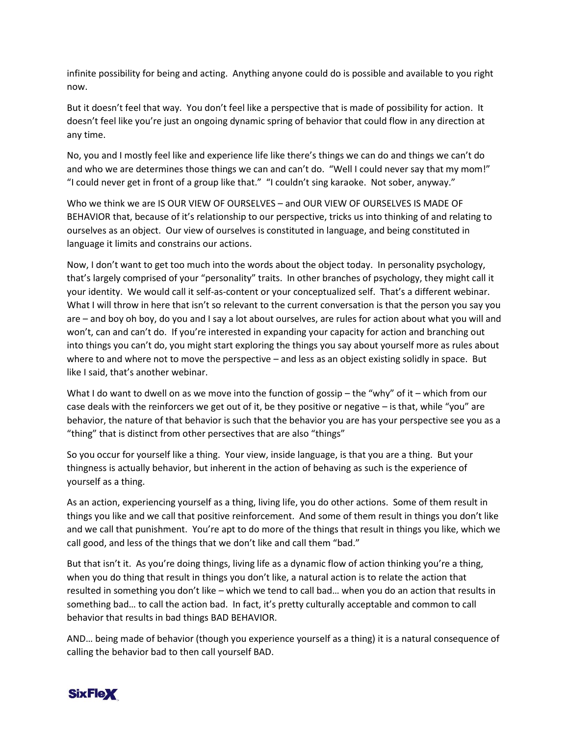infinite possibility for being and acting. Anything anyone could do is possible and available to you right now.

But it doesn't feel that way. You don't feel like a perspective that is made of possibility for action. It doesn't feel like you're just an ongoing dynamic spring of behavior that could flow in any direction at any time.

No, you and I mostly feel like and experience life like there's things we can do and things we can't do and who we are determines those things we can and can't do. "Well I could never say that my mom!" "I could never get in front of a group like that." "I couldn't sing karaoke. Not sober, anyway."

Who we think we are IS OUR VIEW OF OURSELVES – and OUR VIEW OF OURSELVES IS MADE OF BEHAVIOR that, because of it's relationship to our perspective, tricks us into thinking of and relating to ourselves as an object. Our view of ourselves is constituted in language, and being constituted in language it limits and constrains our actions.

Now, I don't want to get too much into the words about the object today. In personality psychology, that's largely comprised of your "personality" traits. In other branches of psychology, they might call it your identity. We would call it self-as-content or your conceptualized self. That's a different webinar. What I will throw in here that isn't so relevant to the current conversation is that the person you say you are – and boy oh boy, do you and I say a lot about ourselves, are rules for action about what you will and won't, can and can't do. If you're interested in expanding your capacity for action and branching out into things you can't do, you might start exploring the things you say about yourself more as rules about where to and where not to move the perspective – and less as an object existing solidly in space. But like I said, that's another webinar.

What I do want to dwell on as we move into the function of gossip – the "why" of it – which from our case deals with the reinforcers we get out of it, be they positive or negative – is that, while "you" are behavior, the nature of that behavior is such that the behavior you are has your perspective see you as a "thing" that is distinct from other persectives that are also "things"

So you occur for yourself like a thing. Your view, inside language, is that you are a thing. But your thingness is actually behavior, but inherent in the action of behaving as such is the experience of yourself as a thing.

As an action, experiencing yourself as a thing, living life, you do other actions. Some of them result in things you like and we call that positive reinforcement. And some of them result in things you don't like and we call that punishment. You're apt to do more of the things that result in things you like, which we call good, and less of the things that we don't like and call them "bad."

But that isn't it. As you're doing things, living life as a dynamic flow of action thinking you're a thing, when you do thing that result in things you don't like, a natural action is to relate the action that resulted in something you don't like – which we tend to call bad… when you do an action that results in something bad… to call the action bad. In fact, it's pretty culturally acceptable and common to call behavior that results in bad things BAD BEHAVIOR.

AND… being made of behavior (though you experience yourself as a thing) it is a natural consequence of calling the behavior bad to then call yourself BAD.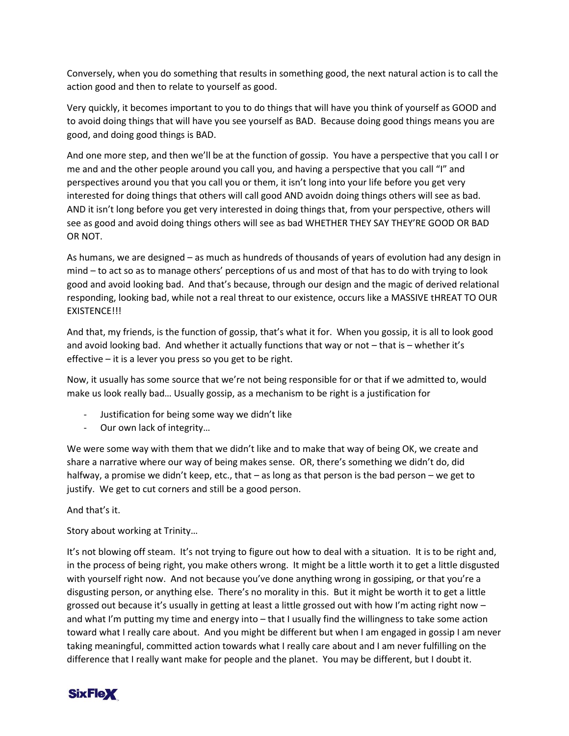Conversely, when you do something that results in something good, the next natural action is to call the action good and then to relate to yourself as good.

Very quickly, it becomes important to you to do things that will have you think of yourself as GOOD and to avoid doing things that will have you see yourself as BAD. Because doing good things means you are good, and doing good things is BAD.

And one more step, and then we'll be at the function of gossip. You have a perspective that you call I or me and and the other people around you call you, and having a perspective that you call "I" and perspectives around you that you call you or them, it isn't long into your life before you get very interested for doing things that others will call good AND avoidn doing things others will see as bad. AND it isn't long before you get very interested in doing things that, from your perspective, others will see as good and avoid doing things others will see as bad WHETHER THEY SAY THEY'RE GOOD OR BAD OR NOT.

As humans, we are designed – as much as hundreds of thousands of years of evolution had any design in mind – to act so as to manage others' perceptions of us and most of that has to do with trying to look good and avoid looking bad. And that's because, through our design and the magic of derived relational responding, looking bad, while not a real threat to our existence, occurs like a MASSIVE tHREAT TO OUR EXISTENCE!!!

And that, my friends, is the function of gossip, that's what it for. When you gossip, it is all to look good and avoid looking bad. And whether it actually functions that way or not – that is – whether it's effective – it is a lever you press so you get to be right.

Now, it usually has some source that we're not being responsible for or that if we admitted to, would make us look really bad… Usually gossip, as a mechanism to be right is a justification for

- Justification for being some way we didn't like
- Our own lack of integrity…

We were some way with them that we didn't like and to make that way of being OK, we create and share a narrative where our way of being makes sense. OR, there's something we didn't do, did halfway, a promise we didn't keep, etc., that – as long as that person is the bad person – we get to justify. We get to cut corners and still be a good person.

And that's it.

Story about working at Trinity…

It's not blowing off steam. It's not trying to figure out how to deal with a situation. It is to be right and, in the process of being right, you make others wrong. It might be a little worth it to get a little disgusted with yourself right now. And not because you've done anything wrong in gossiping, or that you're a disgusting person, or anything else. There's no morality in this. But it might be worth it to get a little grossed out because it's usually in getting at least a little grossed out with how I'm acting right now – and what I'm putting my time and energy into – that I usually find the willingness to take some action toward what I really care about. And you might be different but when I am engaged in gossip I am never taking meaningful, committed action towards what I really care about and I am never fulfilling on the difference that I really want make for people and the planet. You may be different, but I doubt it.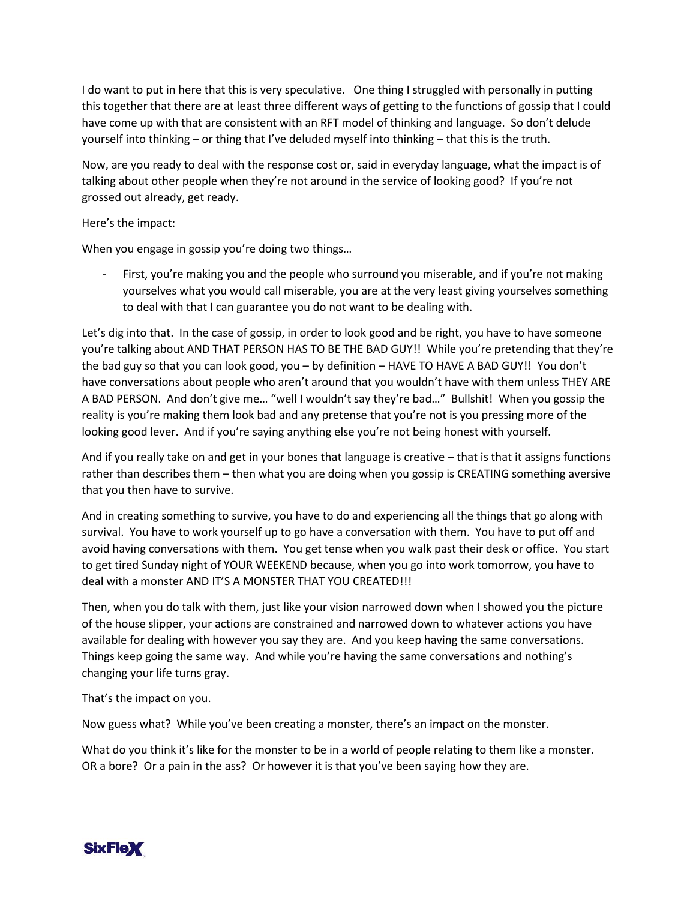I do want to put in here that this is very speculative. One thing I struggled with personally in putting this together that there are at least three different ways of getting to the functions of gossip that I could have come up with that are consistent with an RFT model of thinking and language. So don't delude yourself into thinking – or thing that I've deluded myself into thinking – that this is the truth.

Now, are you ready to deal with the response cost or, said in everyday language, what the impact is of talking about other people when they're not around in the service of looking good? If you're not grossed out already, get ready.

Here's the impact:

When you engage in gossip you're doing two things…

- First, you're making you and the people who surround you miserable, and if you're not making yourselves what you would call miserable, you are at the very least giving yourselves something to deal with that I can guarantee you do not want to be dealing with.

Let's dig into that. In the case of gossip, in order to look good and be right, you have to have someone you're talking about AND THAT PERSON HAS TO BE THE BAD GUY!! While you're pretending that they're the bad guy so that you can look good, you – by definition – HAVE TO HAVE A BAD GUY!! You don't have conversations about people who aren't around that you wouldn't have with them unless THEY ARE A BAD PERSON. And don't give me… "well I wouldn't say they're bad…" Bullshit! When you gossip the reality is you're making them look bad and any pretense that you're not is you pressing more of the looking good lever. And if you're saying anything else you're not being honest with yourself.

And if you really take on and get in your bones that language is creative – that is that it assigns functions rather than describes them – then what you are doing when you gossip is CREATING something aversive that you then have to survive.

And in creating something to survive, you have to do and experiencing all the things that go along with survival. You have to work yourself up to go have a conversation with them. You have to put off and avoid having conversations with them. You get tense when you walk past their desk or office. You start to get tired Sunday night of YOUR WEEKEND because, when you go into work tomorrow, you have to deal with a monster AND IT'S A MONSTER THAT YOU CREATED!!!

Then, when you do talk with them, just like your vision narrowed down when I showed you the picture of the house slipper, your actions are constrained and narrowed down to whatever actions you have available for dealing with however you say they are. And you keep having the same conversations. Things keep going the same way. And while you're having the same conversations and nothing's changing your life turns gray.

That's the impact on you.

Now guess what? While you've been creating a monster, there's an impact on the monster.

What do you think it's like for the monster to be in a world of people relating to them like a monster. OR a bore? Or a pain in the ass? Or however it is that you've been saying how they are.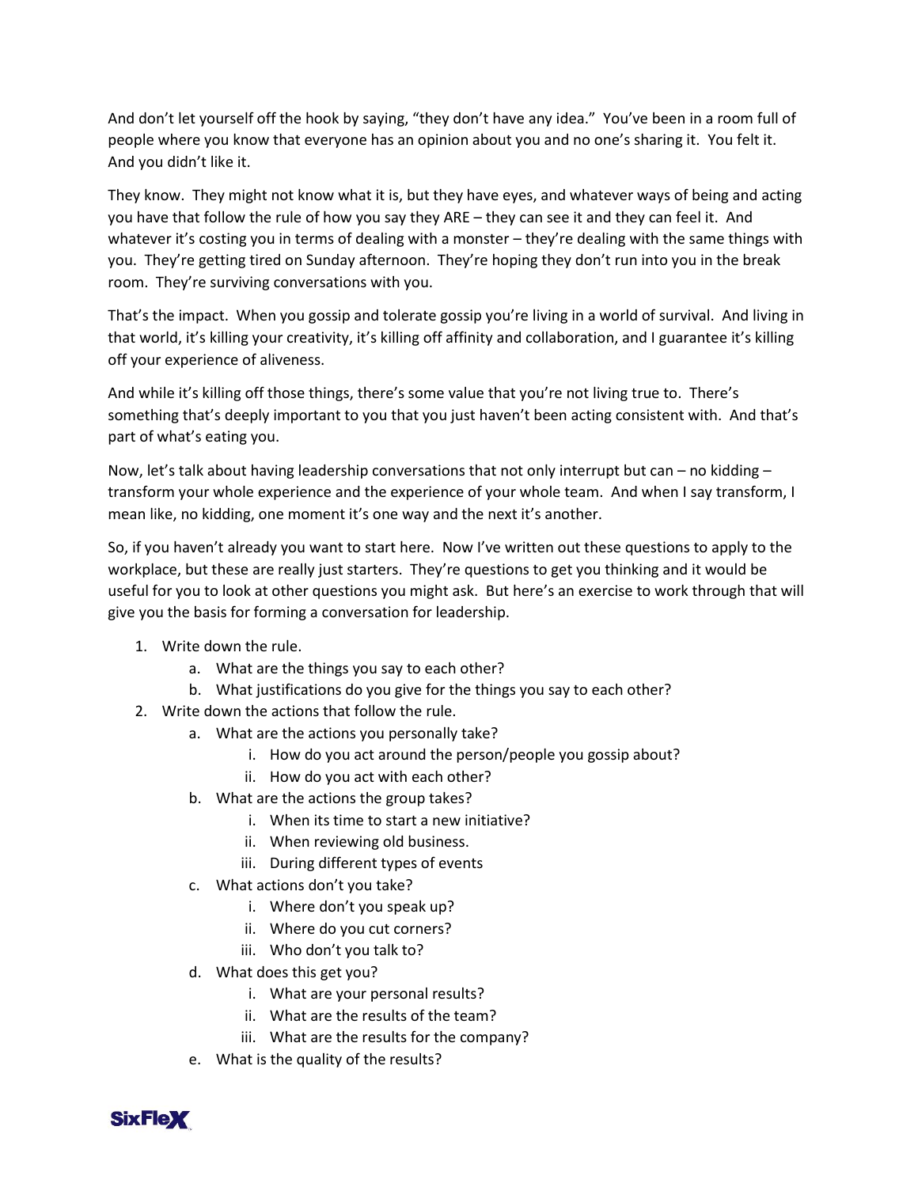And don't let yourself off the hook by saying, "they don't have any idea." You've been in a room full of people where you know that everyone has an opinion about you and no one's sharing it. You felt it. And you didn't like it.

They know. They might not know what it is, but they have eyes, and whatever ways of being and acting you have that follow the rule of how you say they ARE – they can see it and they can feel it. And whatever it's costing you in terms of dealing with a monster – they're dealing with the same things with you. They're getting tired on Sunday afternoon. They're hoping they don't run into you in the break room. They're surviving conversations with you.

That's the impact. When you gossip and tolerate gossip you're living in a world of survival. And living in that world, it's killing your creativity, it's killing off affinity and collaboration, and I guarantee it's killing off your experience of aliveness.

And while it's killing off those things, there's some value that you're not living true to. There's something that's deeply important to you that you just haven't been acting consistent with. And that's part of what's eating you.

Now, let's talk about having leadership conversations that not only interrupt but can – no kidding – transform your whole experience and the experience of your whole team. And when I say transform, I mean like, no kidding, one moment it's one way and the next it's another.

So, if you haven't already you want to start here. Now I've written out these questions to apply to the workplace, but these are really just starters. They're questions to get you thinking and it would be useful for you to look at other questions you might ask. But here's an exercise to work through that will give you the basis for forming a conversation for leadership.

1. Write down the rule.
    a. What are the things you say to each other?
    b. What justifications do you give for the things you say to each other?
2. Write down the actions that follow the rule.
    a. What are the actions you personally take?
        i. How do you act around the person/people you gossip about?
        ii. How do you act with each other?
    b. What are the actions the group takes?
        i. When its time to start a new initiative?
        ii. When reviewing old business.
        iii. During different types of events
    c. What actions don't you take?
        i. Where don't you speak up?
        ii. Where do you cut corners?
        iii. Who don't you talk to?
    d. What does this get you?
        i. What are your personal results?
        ii. What are the results of the team?
        iii. What are the results for the company?
    e. What is the quality of the results?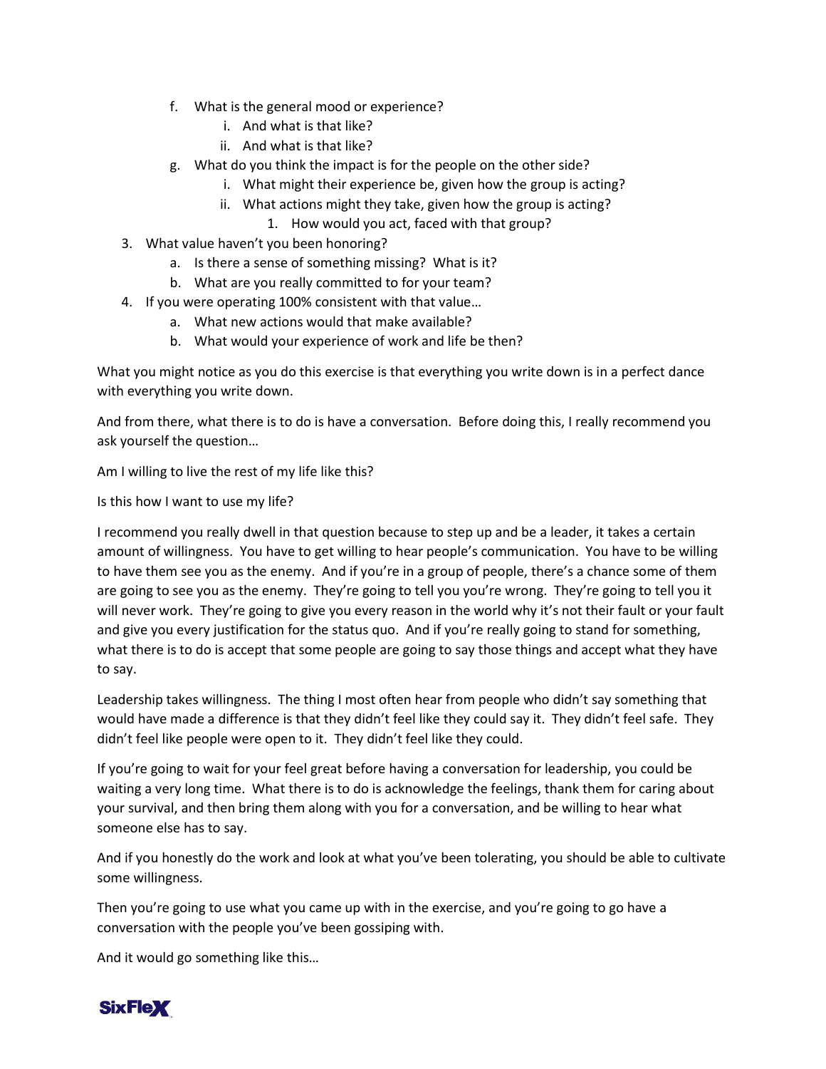f. What is the general mood or experience?
      i. And what is that like?
      ii. And what is that like?
   g. What do you think the impact is for the people on the other side?
      i. What might their experience be, given how the group is acting?
      ii. What actions might they take, given how the group is acting?
         1. How would you act, faced with that group?
3. What value haven't you been honoring?
   a. Is there a sense of something missing? What is it?
   b. What are you really committed to for your team?
4. If you were operating 100% consistent with that value…
   a. What new actions would that make available?
   b. What would your experience of work and life be then?

What you might notice as you do this exercise is that everything you write down is in a perfect dance with everything you write down.

And from there, what there is to do is have a conversation. Before doing this, I really recommend you ask yourself the question…

Am I willing to live the rest of my life like this?

Is this how I want to use my life?

I recommend you really dwell in that question because to step up and be a leader, it takes a certain amount of willingness. You have to get willing to hear people's communication. You have to be willing to have them see you as the enemy. And if you're in a group of people, there's a chance some of them are going to see you as the enemy. They're going to tell you you're wrong. They're going to tell you it will never work. They're going to give you every reason in the world why it's not their fault or your fault and give you every justification for the status quo. And if you're really going to stand for something, what there is to do is accept that some people are going to say those things and accept what they have to say.

Leadership takes willingness. The thing I most often hear from people who didn't say something that would have made a difference is that they didn't feel like they could say it. They didn't feel safe. They didn't feel like people were open to it. They didn't feel like they could.

If you're going to wait for your feel great before having a conversation for leadership, you could be waiting a very long time. What there is to do is acknowledge the feelings, thank them for caring about your survival, and then bring them along with you for a conversation, and be willing to hear what someone else has to say.

And if you honestly do the work and look at what you've been tolerating, you should be able to cultivate some willingness.

Then you're going to use what you came up with in the exercise, and you're going to go have a conversation with the people you've been gossiping with.

And it would go something like this…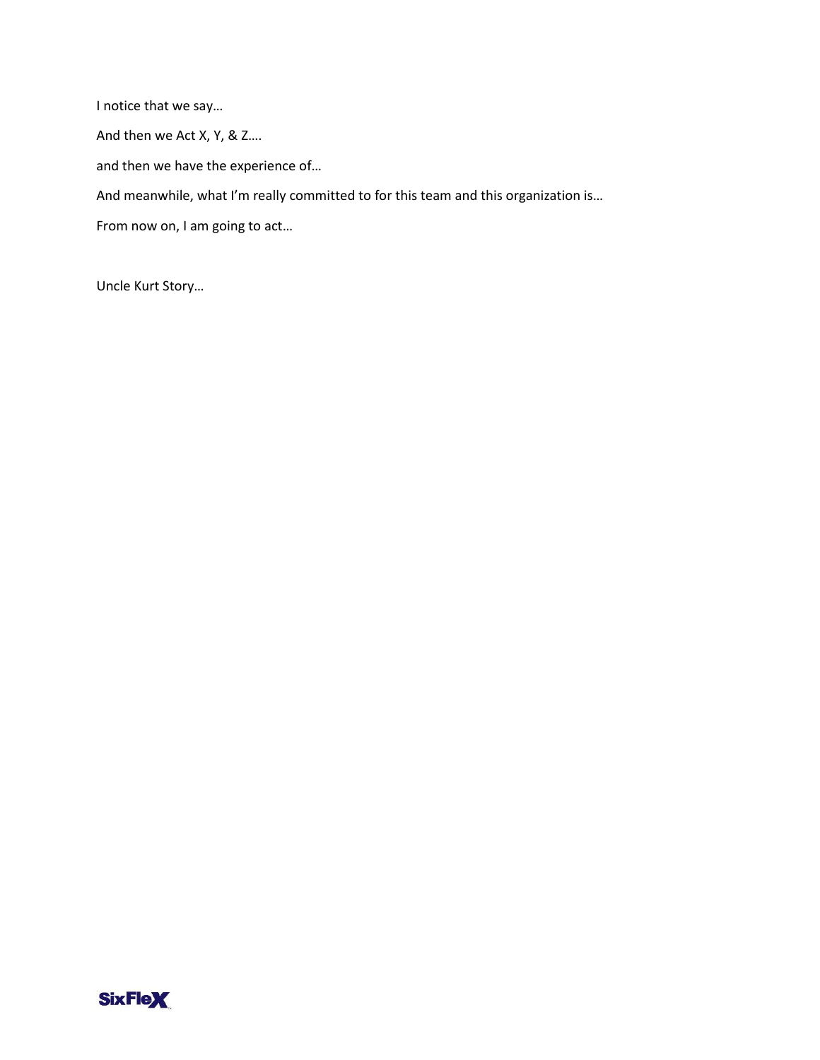I notice that we say…

And then we Act X, Y, & Z….

and then we have the experience of…

And meanwhile, what I'm really committed to for this team and this organization is…

From now on, I am going to act…

Uncle Kurt Story…